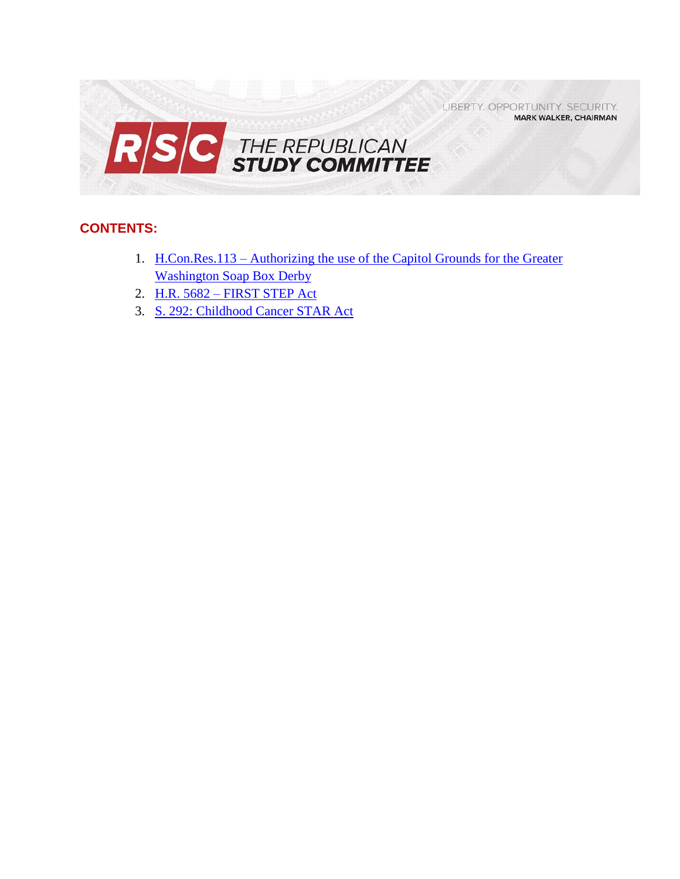LIBERTY. OPPORTUNITY. SECURITY.
MARK WALKER, CHAIRMAN

# RSC THE REPUBLICAN STUDY COMMITTEE

## CONTENTS:

1. H.Con.Res.113 – Authorizing the use of the Capitol Grounds for the Greater Washington Soap Box Derby
2. H.R. 5682 – FIRST STEP Act
3. S. 292: Childhood Cancer STAR Act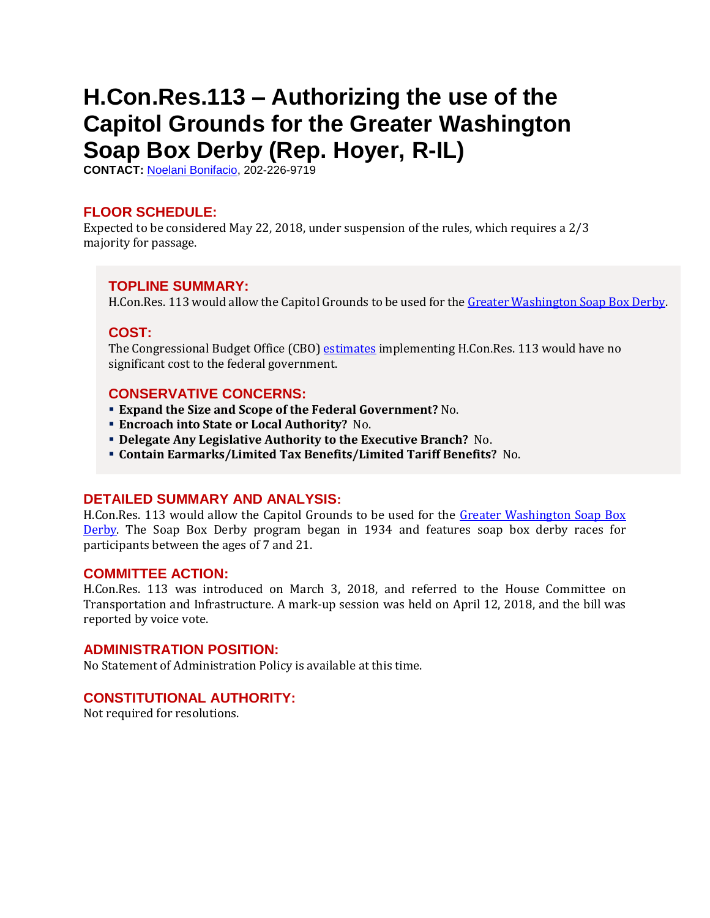# H.Con.Res.113 – Authorizing the use of the Capitol Grounds for the Greater Washington Soap Box Derby (Rep. Hoyer, R-IL)

**CONTACT:** Noelani Bonifacio, 202-226-9719

## FLOOR SCHEDULE:

Expected to be considered May 22, 2018, under suspension of the rules, which requires a 2/3 majority for passage.

## TOPLINE SUMMARY:

H.Con.Res. 113 would allow the Capitol Grounds to be used for the Greater Washington Soap Box Derby.

## COST:

The Congressional Budget Office (CBO) estimates implementing H.Con.Res. 113 would have no significant cost to the federal government.

## CONSERVATIVE CONCERNS:

- **Expand the Size and Scope of the Federal Government?** No.
- **Encroach into State or Local Authority?** No.
- **Delegate Any Legislative Authority to the Executive Branch?** No.
- **Contain Earmarks/Limited Tax Benefits/Limited Tariff Benefits?** No.

## DETAILED SUMMARY AND ANALYSIS:

H.Con.Res. 113 would allow the Capitol Grounds to be used for the Greater Washington Soap Box Derby. The Soap Box Derby program began in 1934 and features soap box derby races for participants between the ages of 7 and 21.

## COMMITTEE ACTION:

H.Con.Res. 113 was introduced on March 3, 2018, and referred to the House Committee on Transportation and Infrastructure. A mark-up session was held on April 12, 2018, and the bill was reported by voice vote.

## ADMINISTRATION POSITION:

No Statement of Administration Policy is available at this time.

## CONSTITUTIONAL AUTHORITY:

Not required for resolutions.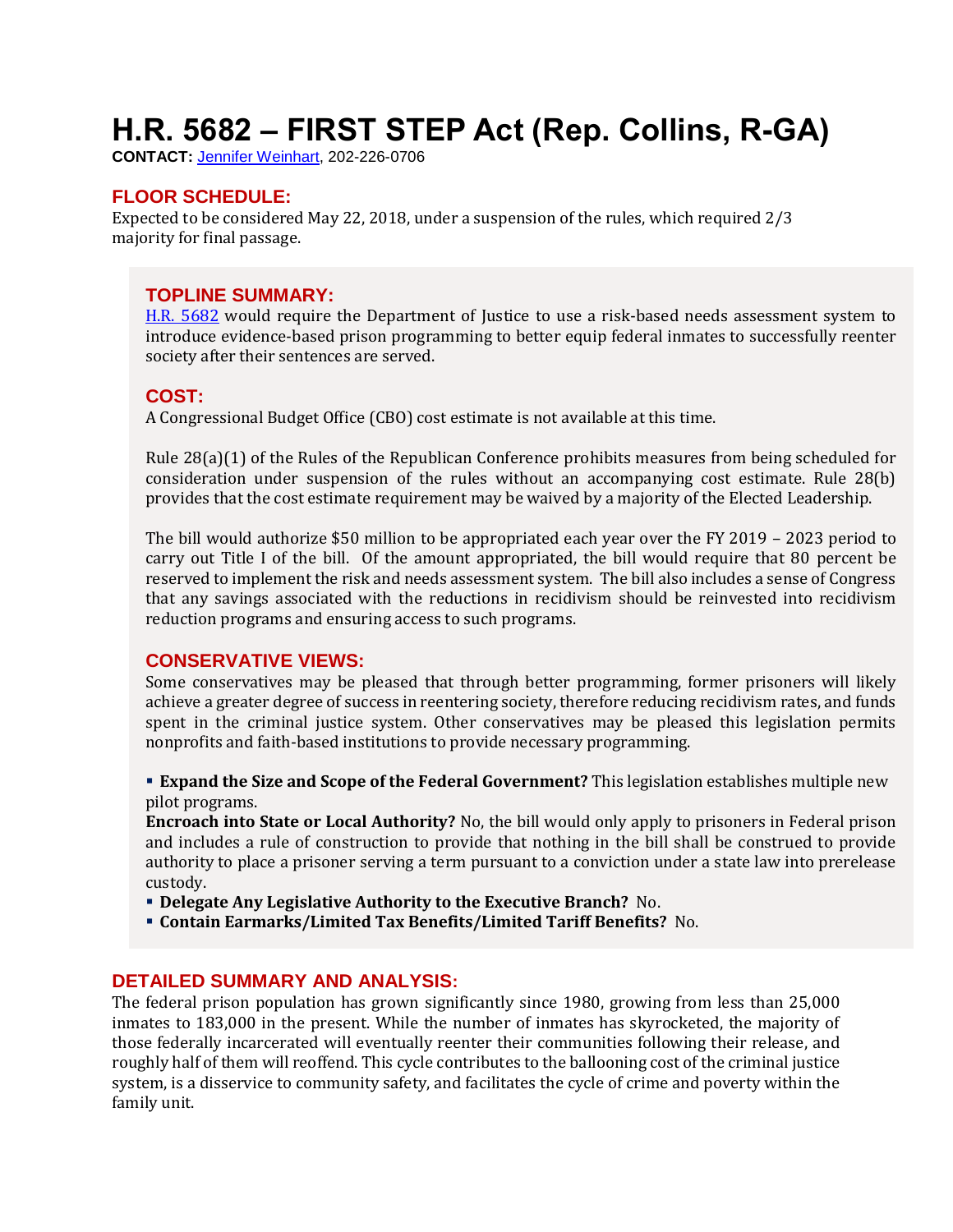# H.R. 5682 – FIRST STEP Act (Rep. Collins, R-GA)

**CONTACT:** Jennifer Weinhart, 202-226-0706

## FLOOR SCHEDULE:

Expected to be considered May 22, 2018, under a suspension of the rules, which required 2/3 majority for final passage.

## TOPLINE SUMMARY:

H.R. 5682 would require the Department of Justice to use a risk-based needs assessment system to introduce evidence-based prison programming to better equip federal inmates to successfully reenter society after their sentences are served.

## COST:

A Congressional Budget Office (CBO) cost estimate is not available at this time.

Rule 28(a)(1) of the Rules of the Republican Conference prohibits measures from being scheduled for consideration under suspension of the rules without an accompanying cost estimate. Rule 28(b) provides that the cost estimate requirement may be waived by a majority of the Elected Leadership.

The bill would authorize $50 million to be appropriated each year over the FY 2019 – 2023 period to carry out Title I of the bill. Of the amount appropriated, the bill would require that 80 percent be reserved to implement the risk and needs assessment system. The bill also includes a sense of Congress that any savings associated with the reductions in recidivism should be reinvested into recidivism reduction programs and ensuring access to such programs.

## CONSERVATIVE VIEWS:

Some conservatives may be pleased that through better programming, former prisoners will likely achieve a greater degree of success in reentering society, therefore reducing recidivism rates, and funds spent in the criminal justice system. Other conservatives may be pleased this legislation permits nonprofits and faith-based institutions to provide necessary programming.

- **Expand the Size and Scope of the Federal Government?** This legislation establishes multiple new pilot programs.
  **Encroach into State or Local Authority?** No, the bill would only apply to prisoners in Federal prison and includes a rule of construction to provide that nothing in the bill shall be construed to provide authority to place a prisoner serving a term pursuant to a conviction under a state law into prerelease custody.
- **Delegate Any Legislative Authority to the Executive Branch?** No.
- **Contain Earmarks/Limited Tax Benefits/Limited Tariff Benefits?** No.

## DETAILED SUMMARY AND ANALYSIS:

The federal prison population has grown significantly since 1980, growing from less than 25,000 inmates to 183,000 in the present. While the number of inmates has skyrocketed, the majority of those federally incarcerated will eventually reenter their communities following their release, and roughly half of them will reoffend. This cycle contributes to the ballooning cost of the criminal justice system, is a disservice to community safety, and facilitates the cycle of crime and poverty within the family unit.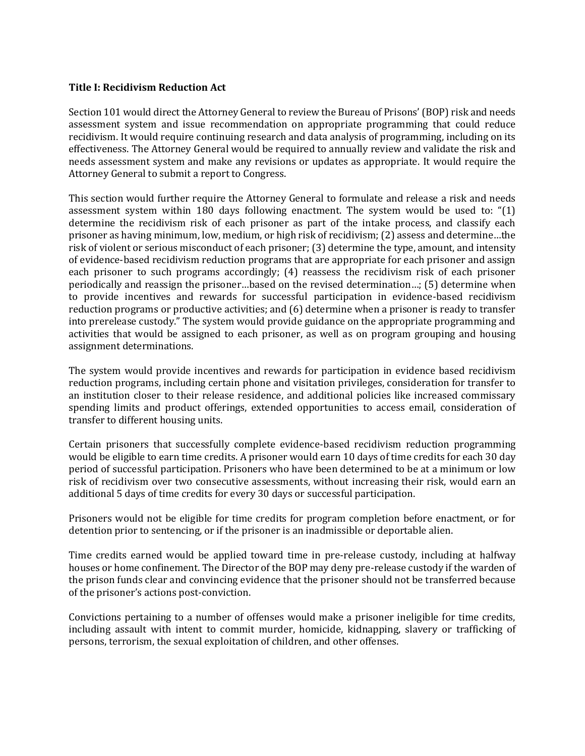**Title I: Recidivism Reduction Act**

Section 101 would direct the Attorney General to review the Bureau of Prisons' (BOP) risk and needs assessment system and issue recommendation on appropriate programming that could reduce recidivism. It would require continuing research and data analysis of programming, including on its effectiveness. The Attorney General would be required to annually review and validate the risk and needs assessment system and make any revisions or updates as appropriate. It would require the Attorney General to submit a report to Congress.

This section would further require the Attorney General to formulate and release a risk and needs assessment system within 180 days following enactment. The system would be used to: "(1) determine the recidivism risk of each prisoner as part of the intake process, and classify each prisoner as having minimum, low, medium, or high risk of recidivism; (2) assess and determine…the risk of violent or serious misconduct of each prisoner; (3) determine the type, amount, and intensity of evidence-based recidivism reduction programs that are appropriate for each prisoner and assign each prisoner to such programs accordingly; (4) reassess the recidivism risk of each prisoner periodically and reassign the prisoner…based on the revised determination…; (5) determine when to provide incentives and rewards for successful participation in evidence-based recidivism reduction programs or productive activities; and (6) determine when a prisoner is ready to transfer into prerelease custody." The system would provide guidance on the appropriate programming and activities that would be assigned to each prisoner, as well as on program grouping and housing assignment determinations.

The system would provide incentives and rewards for participation in evidence based recidivism reduction programs, including certain phone and visitation privileges, consideration for transfer to an institution closer to their release residence, and additional policies like increased commissary spending limits and product offerings, extended opportunities to access email, consideration of transfer to different housing units.

Certain prisoners that successfully complete evidence-based recidivism reduction programming would be eligible to earn time credits. A prisoner would earn 10 days of time credits for each 30 day period of successful participation. Prisoners who have been determined to be at a minimum or low risk of recidivism over two consecutive assessments, without increasing their risk, would earn an additional 5 days of time credits for every 30 days or successful participation.

Prisoners would not be eligible for time credits for program completion before enactment, or for detention prior to sentencing, or if the prisoner is an inadmissible or deportable alien.

Time credits earned would be applied toward time in pre-release custody, including at halfway houses or home confinement. The Director of the BOP may deny pre-release custody if the warden of the prison funds clear and convincing evidence that the prisoner should not be transferred because of the prisoner's actions post-conviction.

Convictions pertaining to a number of offenses would make a prisoner ineligible for time credits, including assault with intent to commit murder, homicide, kidnapping, slavery or trafficking of persons, terrorism, the sexual exploitation of children, and other offenses.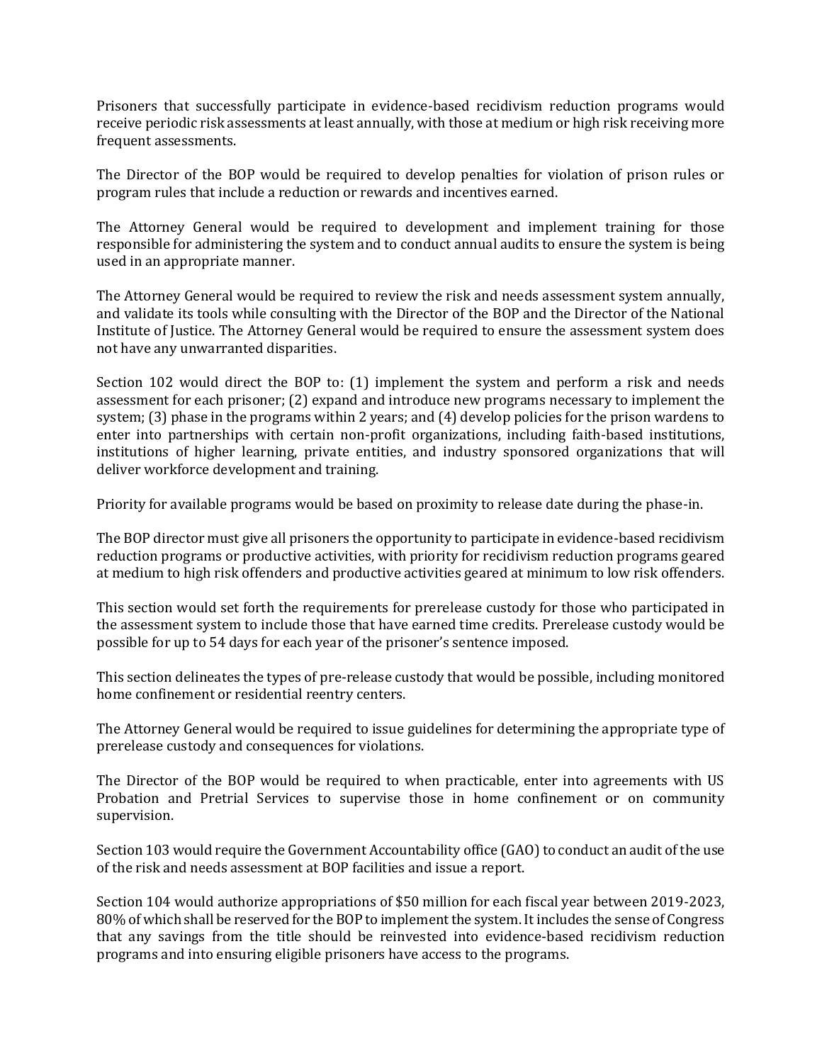Prisoners that successfully participate in evidence-based recidivism reduction programs would receive periodic risk assessments at least annually, with those at medium or high risk receiving more frequent assessments.

The Director of the BOP would be required to develop penalties for violation of prison rules or program rules that include a reduction or rewards and incentives earned.

The Attorney General would be required to development and implement training for those responsible for administering the system and to conduct annual audits to ensure the system is being used in an appropriate manner.

The Attorney General would be required to review the risk and needs assessment system annually, and validate its tools while consulting with the Director of the BOP and the Director of the National Institute of Justice. The Attorney General would be required to ensure the assessment system does not have any unwarranted disparities.

Section 102 would direct the BOP to: (1) implement the system and perform a risk and needs assessment for each prisoner; (2) expand and introduce new programs necessary to implement the system; (3) phase in the programs within 2 years; and (4) develop policies for the prison wardens to enter into partnerships with certain non-profit organizations, including faith-based institutions, institutions of higher learning, private entities, and industry sponsored organizations that will deliver workforce development and training.

Priority for available programs would be based on proximity to release date during the phase-in.

The BOP director must give all prisoners the opportunity to participate in evidence-based recidivism reduction programs or productive activities, with priority for recidivism reduction programs geared at medium to high risk offenders and productive activities geared at minimum to low risk offenders.

This section would set forth the requirements for prerelease custody for those who participated in the assessment system to include those that have earned time credits. Prerelease custody would be possible for up to 54 days for each year of the prisoner's sentence imposed.

This section delineates the types of pre-release custody that would be possible, including monitored home confinement or residential reentry centers.

The Attorney General would be required to issue guidelines for determining the appropriate type of prerelease custody and consequences for violations.

The Director of the BOP would be required to when practicable, enter into agreements with US Probation and Pretrial Services to supervise those in home confinement or on community supervision.

Section 103 would require the Government Accountability office (GAO) to conduct an audit of the use of the risk and needs assessment at BOP facilities and issue a report.

Section 104 would authorize appropriations of $50 million for each fiscal year between 2019-2023, 80% of which shall be reserved for the BOP to implement the system. It includes the sense of Congress that any savings from the title should be reinvested into evidence-based recidivism reduction programs and into ensuring eligible prisoners have access to the programs.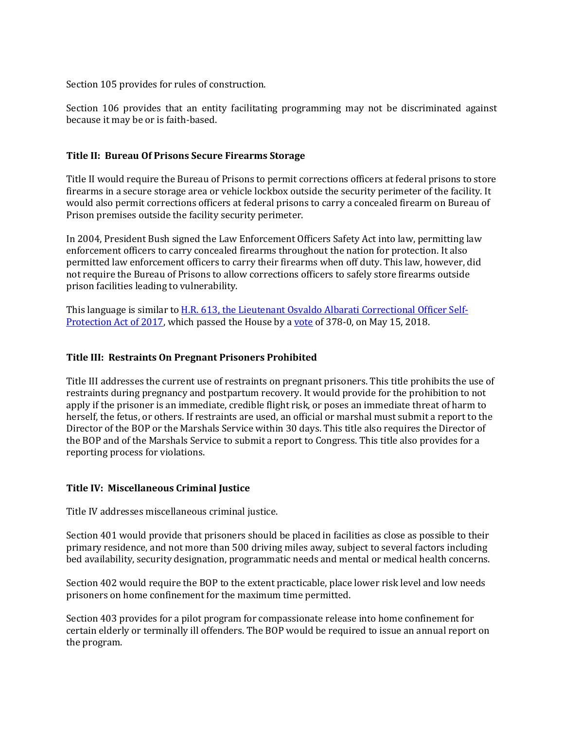Section 105 provides for rules of construction.

Section 106 provides that an entity facilitating programming may not be discriminated against because it may be or is faith-based.

### Title II: Bureau Of Prisons Secure Firearms Storage

Title II would require the Bureau of Prisons to permit corrections officers at federal prisons to store firearms in a secure storage area or vehicle lockbox outside the security perimeter of the facility. It would also permit corrections officers at federal prisons to carry a concealed firearm on Bureau of Prison premises outside the facility security perimeter.

In 2004, President Bush signed the Law Enforcement Officers Safety Act into law, permitting law enforcement officers to carry concealed firearms throughout the nation for protection. It also permitted law enforcement officers to carry their firearms when off duty. This law, however, did not require the Bureau of Prisons to allow corrections officers to safely store firearms outside prison facilities leading to vulnerability.

This language is similar to [H.R. 613, the Lieutenant Osvaldo Albarati Correctional Officer Self-Protection Act of 2017](), which passed the House by a [vote]() of 378-0, on May 15, 2018.

### Title III: Restraints On Pregnant Prisoners Prohibited

Title III addresses the current use of restraints on pregnant prisoners. This title prohibits the use of restraints during pregnancy and postpartum recovery. It would provide for the prohibition to not apply if the prisoner is an immediate, credible flight risk, or poses an immediate threat of harm to herself, the fetus, or others. If restraints are used, an official or marshal must submit a report to the Director of the BOP or the Marshals Service within 30 days. This title also requires the Director of the BOP and of the Marshals Service to submit a report to Congress. This title also provides for a reporting process for violations.

### Title IV: Miscellaneous Criminal Justice

Title IV addresses miscellaneous criminal justice.

Section 401 would provide that prisoners should be placed in facilities as close as possible to their primary residence, and not more than 500 driving miles away, subject to several factors including bed availability, security designation, programmatic needs and mental or medical health concerns.

Section 402 would require the BOP to the extent practicable, place lower risk level and low needs prisoners on home confinement for the maximum time permitted.

Section 403 provides for a pilot program for compassionate release into home confinement for certain elderly or terminally ill offenders. The BOP would be required to issue an annual report on the program.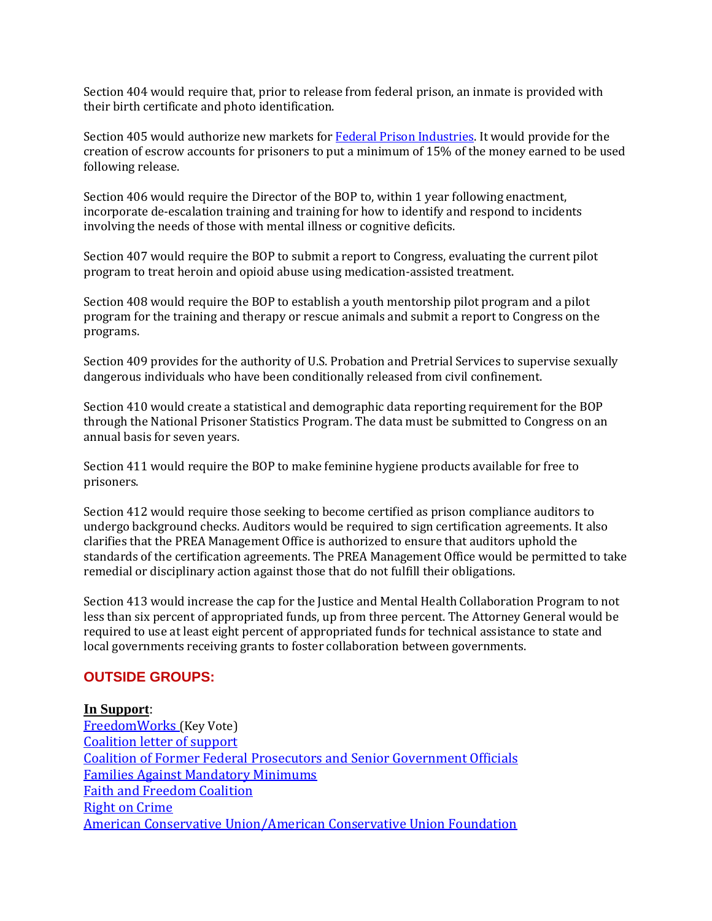Section 404 would require that, prior to release from federal prison, an inmate is provided with their birth certificate and photo identification.

Section 405 would authorize new markets for Federal Prison Industries. It would provide for the creation of escrow accounts for prisoners to put a minimum of 15% of the money earned to be used following release.

Section 406 would require the Director of the BOP to, within 1 year following enactment, incorporate de-escalation training and training for how to identify and respond to incidents involving the needs of those with mental illness or cognitive deficits.

Section 407 would require the BOP to submit a report to Congress, evaluating the current pilot program to treat heroin and opioid abuse using medication-assisted treatment.

Section 408 would require the BOP to establish a youth mentorship pilot program and a pilot program for the training and therapy or rescue animals and submit a report to Congress on the programs.

Section 409 provides for the authority of U.S. Probation and Pretrial Services to supervise sexually dangerous individuals who have been conditionally released from civil confinement.

Section 410 would create a statistical and demographic data reporting requirement for the BOP through the National Prisoner Statistics Program. The data must be submitted to Congress on an annual basis for seven years.

Section 411 would require the BOP to make feminine hygiene products available for free to prisoners.

Section 412 would require those seeking to become certified as prison compliance auditors to undergo background checks. Auditors would be required to sign certification agreements. It also clarifies that the PREA Management Office is authorized to ensure that auditors uphold the standards of the certification agreements. The PREA Management Office would be permitted to take remedial or disciplinary action against those that do not fulfill their obligations.

Section 413 would increase the cap for the Justice and Mental Health Collaboration Program to not less than six percent of appropriated funds, up from three percent. The Attorney General would be required to use at least eight percent of appropriated funds for technical assistance to state and local governments receiving grants to foster collaboration between governments.

## OUTSIDE GROUPS:

**In Support**:

FreedomWorks (Key Vote)
Coalition letter of support
Coalition of Former Federal Prosecutors and Senior Government Officials
Families Against Mandatory Minimums
Faith and Freedom Coalition
Right on Crime
American Conservative Union/American Conservative Union Foundation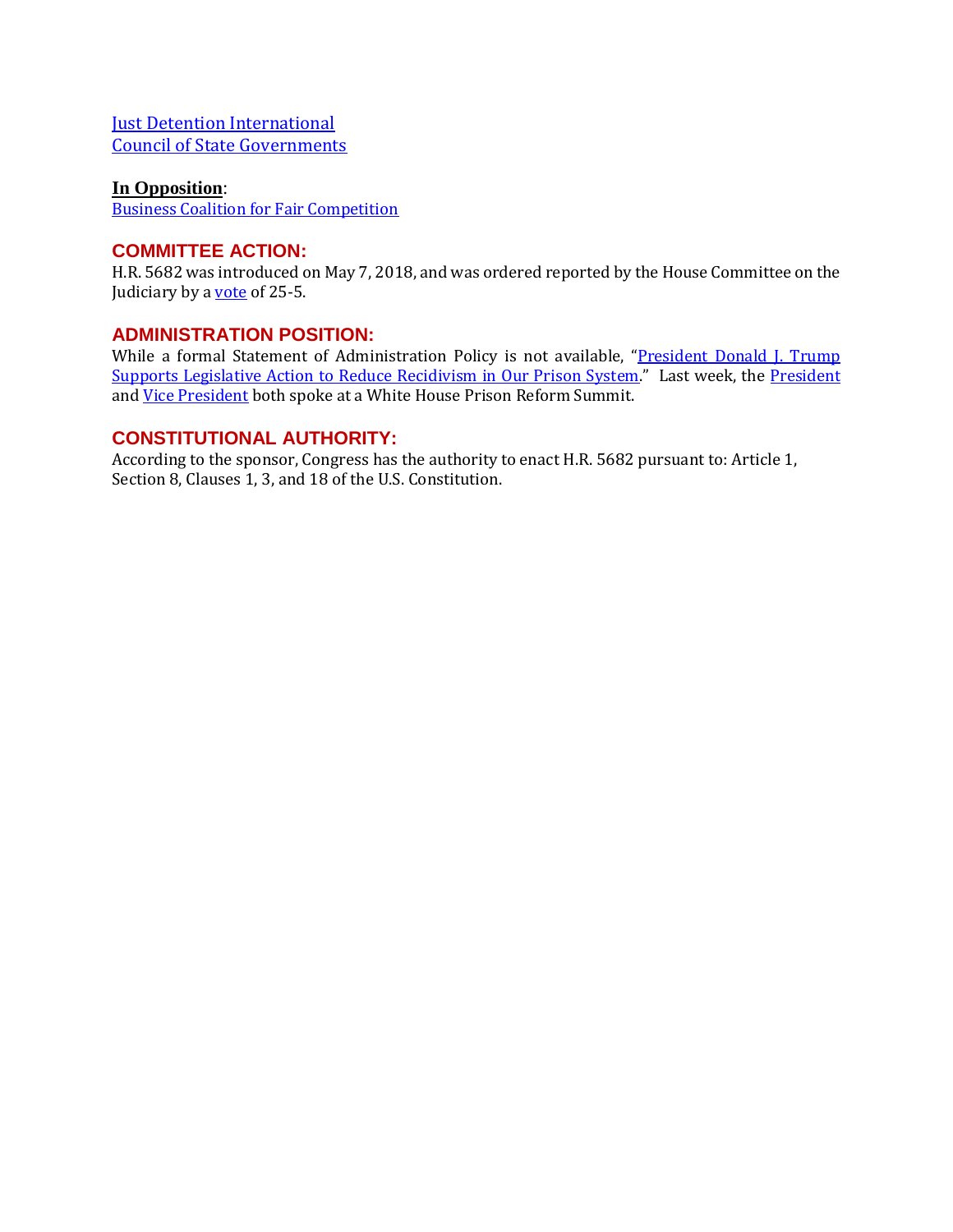Just Detention International
Council of State Governments

**In Opposition**:
Business Coalition for Fair Competition

## COMMITTEE ACTION:

H.R. 5682 was introduced on May 7, 2018, and was ordered reported by the House Committee on the Judiciary by a vote of 25-5.

## ADMINISTRATION POSITION:

While a formal Statement of Administration Policy is not available, "President Donald J. Trump Supports Legislative Action to Reduce Recidivism in Our Prison System." Last week, the President and Vice President both spoke at a White House Prison Reform Summit.

## CONSTITUTIONAL AUTHORITY:

According to the sponsor, Congress has the authority to enact H.R. 5682 pursuant to: Article 1, Section 8, Clauses 1, 3, and 18 of the U.S. Constitution.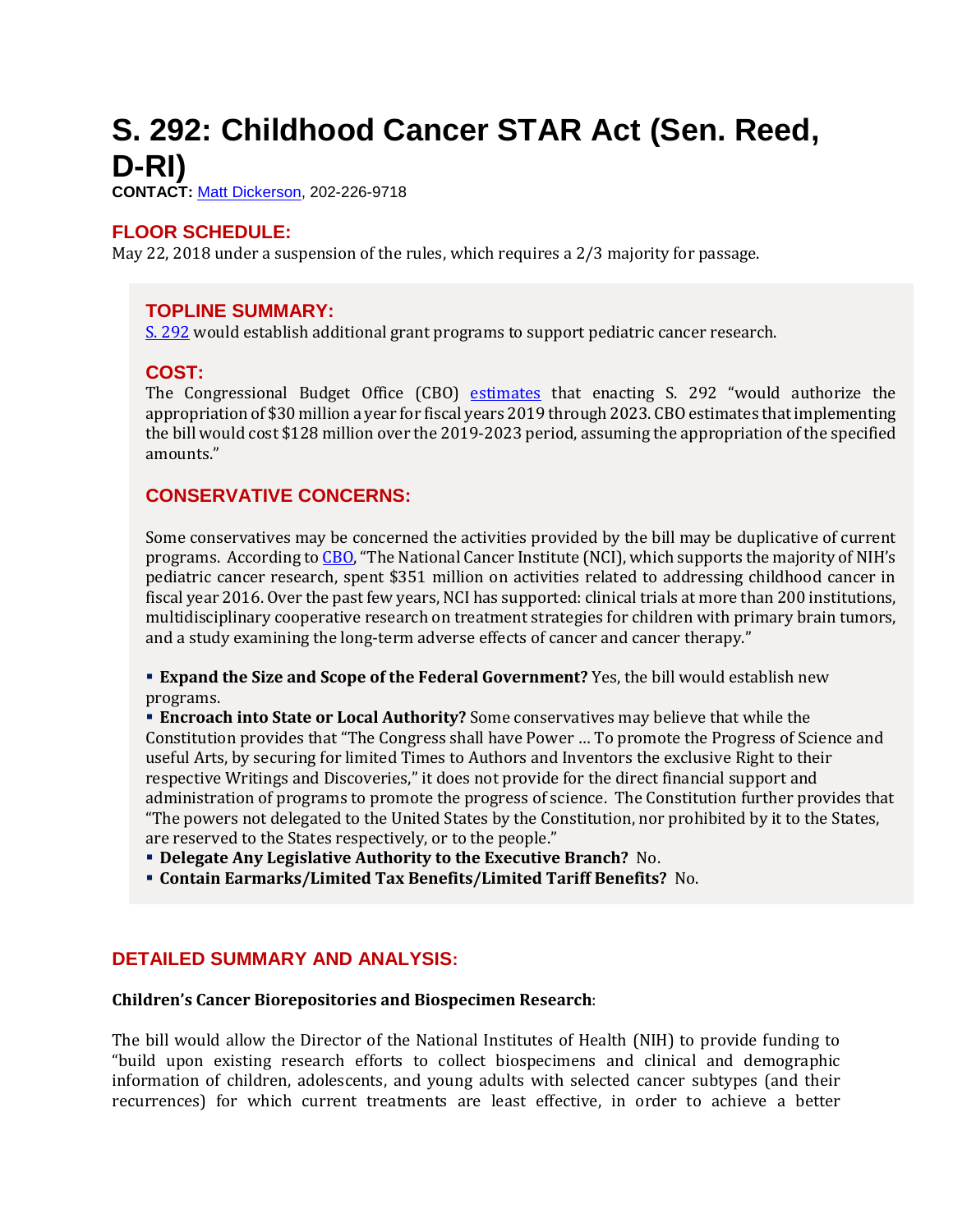# S. 292: Childhood Cancer STAR Act (Sen. Reed, D-RI)

**CONTACT:** Matt Dickerson, 202-226-9718

## FLOOR SCHEDULE:

May 22, 2018 under a suspension of the rules, which requires a 2/3 majority for passage.

## TOPLINE SUMMARY:

S. 292 would establish additional grant programs to support pediatric cancer research.

## COST:

The Congressional Budget Office (CBO) estimates that enacting S. 292 "would authorize the appropriation of $30 million a year for fiscal years 2019 through 2023. CBO estimates that implementing the bill would cost $128 million over the 2019-2023 period, assuming the appropriation of the specified amounts."

## CONSERVATIVE CONCERNS:

Some conservatives may be concerned the activities provided by the bill may be duplicative of current programs. According to CBO, "The National Cancer Institute (NCI), which supports the majority of NIH's pediatric cancer research, spent $351 million on activities related to addressing childhood cancer in fiscal year 2016. Over the past few years, NCI has supported: clinical trials at more than 200 institutions, multidisciplinary cooperative research on treatment strategies for children with primary brain tumors, and a study examining the long-term adverse effects of cancer and cancer therapy."

- **Expand the Size and Scope of the Federal Government?** Yes, the bill would establish new programs.
- **Encroach into State or Local Authority?** Some conservatives may believe that while the Constitution provides that "The Congress shall have Power … To promote the Progress of Science and useful Arts, by securing for limited Times to Authors and Inventors the exclusive Right to their respective Writings and Discoveries," it does not provide for the direct financial support and administration of programs to promote the progress of science. The Constitution further provides that "The powers not delegated to the United States by the Constitution, nor prohibited by it to the States, are reserved to the States respectively, or to the people."
- **Delegate Any Legislative Authority to the Executive Branch?** No.
- **Contain Earmarks/Limited Tax Benefits/Limited Tariff Benefits?** No.

## DETAILED SUMMARY AND ANALYSIS:

**Children's Cancer Biorepositories and Biospecimen Research**:

The bill would allow the Director of the National Institutes of Health (NIH) to provide funding to "build upon existing research efforts to collect biospecimens and clinical and demographic information of children, adolescents, and young adults with selected cancer subtypes (and their recurrences) for which current treatments are least effective, in order to achieve a better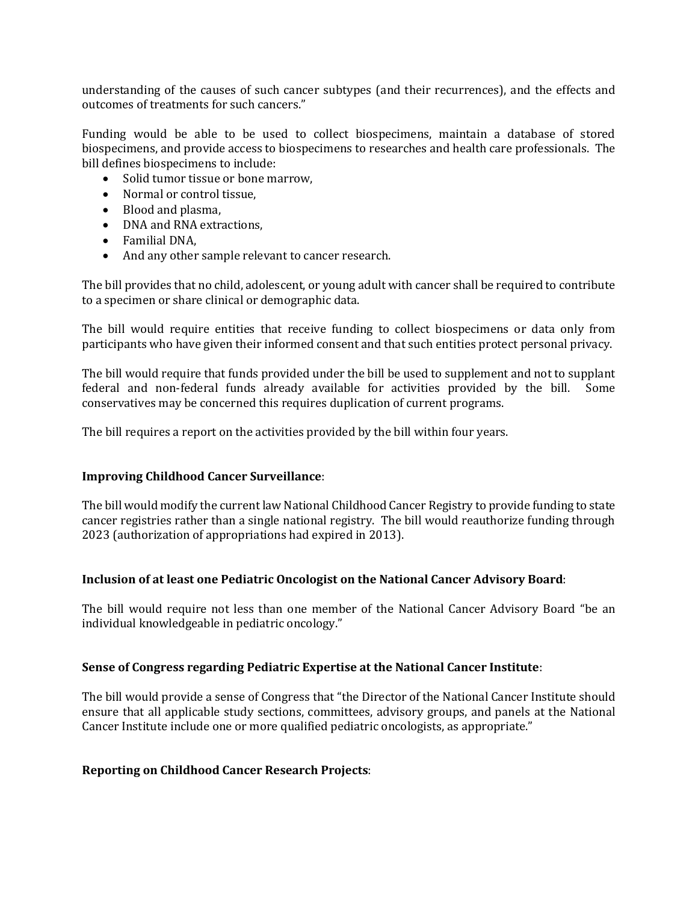understanding of the causes of such cancer subtypes (and their recurrences), and the effects and outcomes of treatments for such cancers."

Funding would be able to be used to collect biospecimens, maintain a database of stored biospecimens, and provide access to biospecimens to researches and health care professionals. The bill defines biospecimens to include:

- Solid tumor tissue or bone marrow,
- Normal or control tissue,
- Blood and plasma,
- DNA and RNA extractions,
- Familial DNA,
- And any other sample relevant to cancer research.

The bill provides that no child, adolescent, or young adult with cancer shall be required to contribute to a specimen or share clinical or demographic data.

The bill would require entities that receive funding to collect biospecimens or data only from participants who have given their informed consent and that such entities protect personal privacy.

The bill would require that funds provided under the bill be used to supplement and not to supplant federal and non-federal funds already available for activities provided by the bill. Some conservatives may be concerned this requires duplication of current programs.

The bill requires a report on the activities provided by the bill within four years.

**Improving Childhood Cancer Surveillance**:

The bill would modify the current law National Childhood Cancer Registry to provide funding to state cancer registries rather than a single national registry. The bill would reauthorize funding through 2023 (authorization of appropriations had expired in 2013).

**Inclusion of at least one Pediatric Oncologist on the National Cancer Advisory Board**:

The bill would require not less than one member of the National Cancer Advisory Board "be an individual knowledgeable in pediatric oncology."

**Sense of Congress regarding Pediatric Expertise at the National Cancer Institute**:

The bill would provide a sense of Congress that "the Director of the National Cancer Institute should ensure that all applicable study sections, committees, advisory groups, and panels at the National Cancer Institute include one or more qualified pediatric oncologists, as appropriate."

**Reporting on Childhood Cancer Research Projects**: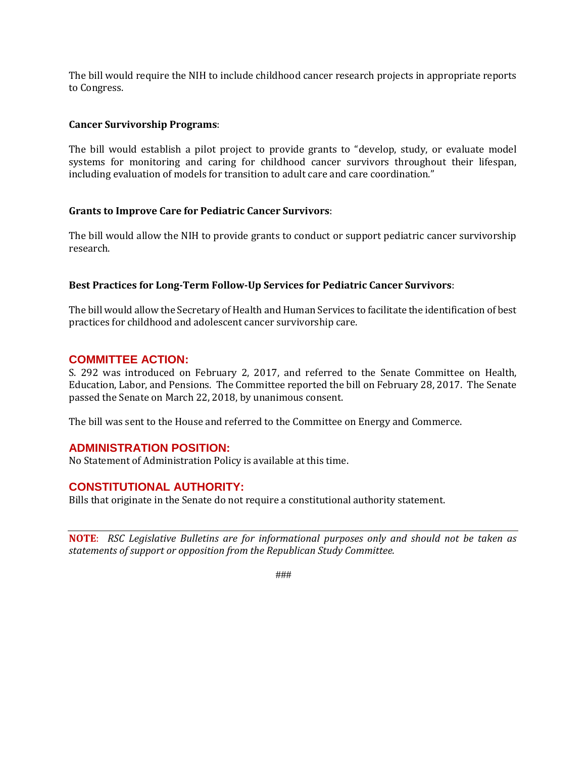The bill would require the NIH to include childhood cancer research projects in appropriate reports to Congress.

**Cancer Survivorship Programs**:

The bill would establish a pilot project to provide grants to "develop, study, or evaluate model systems for monitoring and caring for childhood cancer survivors throughout their lifespan, including evaluation of models for transition to adult care and care coordination."

**Grants to Improve Care for Pediatric Cancer Survivors**:

The bill would allow the NIH to provide grants to conduct or support pediatric cancer survivorship research.

**Best Practices for Long-Term Follow-Up Services for Pediatric Cancer Survivors**:

The bill would allow the Secretary of Health and Human Services to facilitate the identification of best practices for childhood and adolescent cancer survivorship care.

## COMMITTEE ACTION:

S. 292 was introduced on February 2, 2017, and referred to the Senate Committee on Health, Education, Labor, and Pensions. The Committee reported the bill on February 28, 2017. The Senate passed the Senate on March 22, 2018, by unanimous consent.

The bill was sent to the House and referred to the Committee on Energy and Commerce.

## ADMINISTRATION POSITION:

No Statement of Administration Policy is available at this time.

## CONSTITUTIONAL AUTHORITY:

Bills that originate in the Senate do not require a constitutional authority statement.

---

**NOTE**: *RSC Legislative Bulletins are for informational purposes only and should not be taken as statements of support or opposition from the Republican Study Committee.*

###